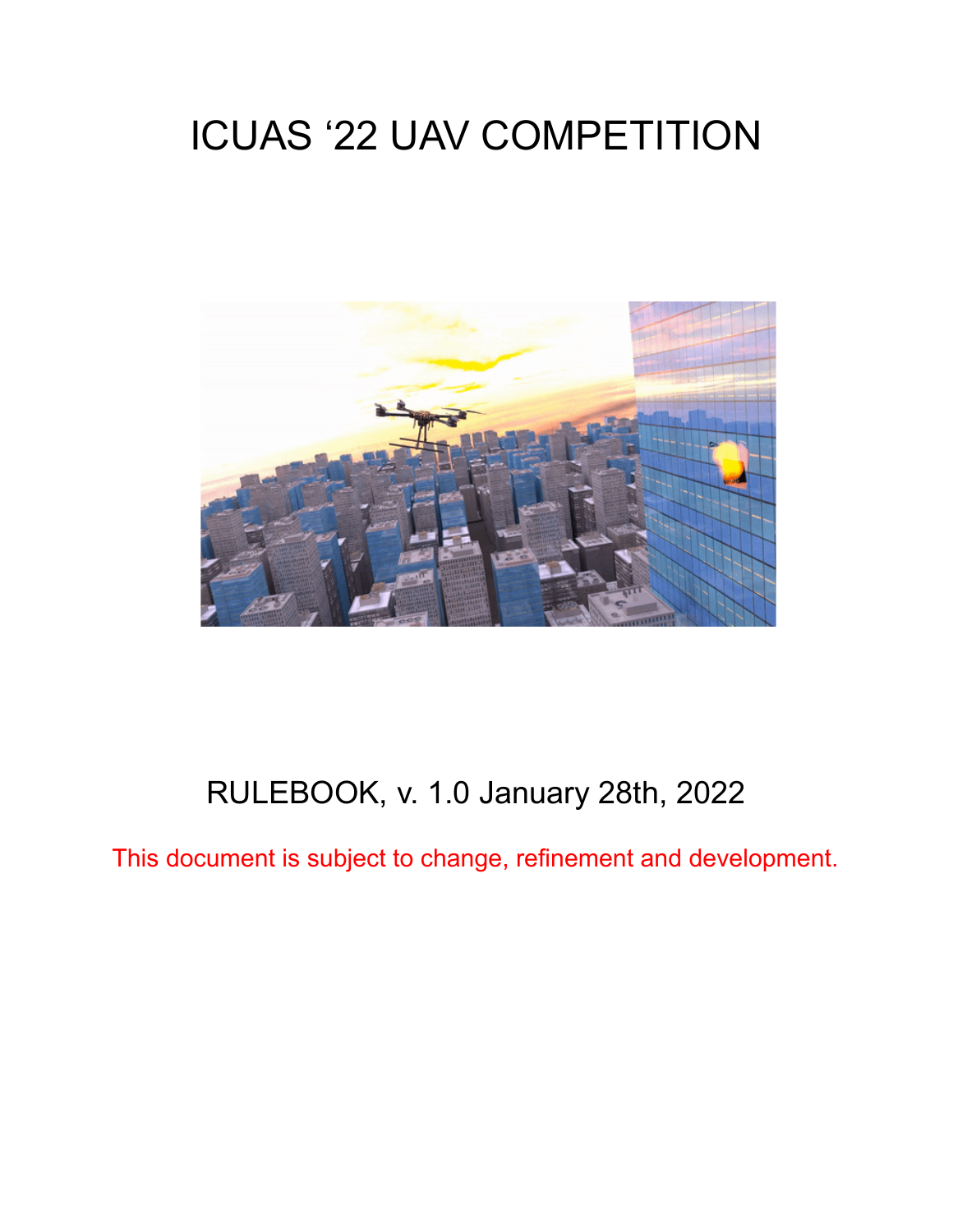# ICUAS '22 UAV COMPETITION

RULEBOOK, v. 1.0 January 28th, 2022

This document is subject to change, refinement and development.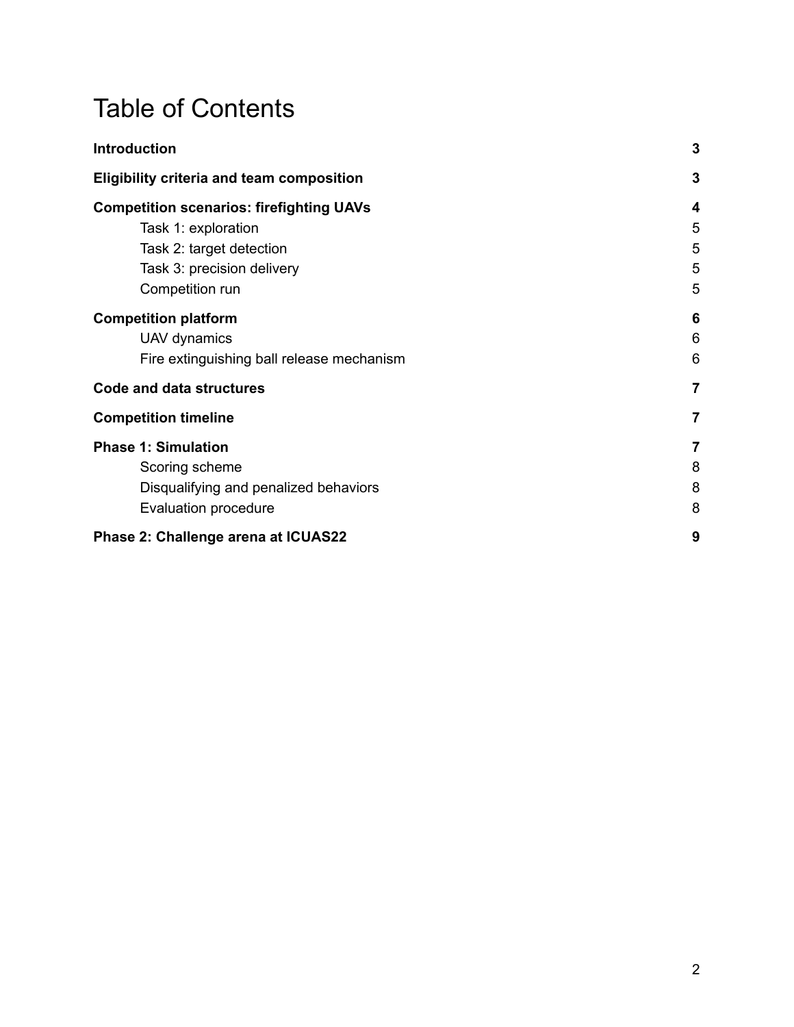# Table of Contents

| | |
|---|---|
| **Introduction** | **3** |
| **Eligibility criteria and team composition** | **3** |
| **Competition scenarios: firefighting UAVs** | **4** |
| Task 1: exploration | 5 |
| Task 2: target detection | 5 |
| Task 3: precision delivery | 5 |
| Competition run | 5 |
| **Competition platform** | **6** |
| UAV dynamics | 6 |
| Fire extinguishing ball release mechanism | 6 |
| **Code and data structures** | **7** |
| **Competition timeline** | **7** |
| **Phase 1: Simulation** | **7** |
| Scoring scheme | 8 |
| Disqualifying and penalized behaviors | 8 |
| Evaluation procedure | 8 |
| **Phase 2: Challenge arena at ICUAS22** | **9** |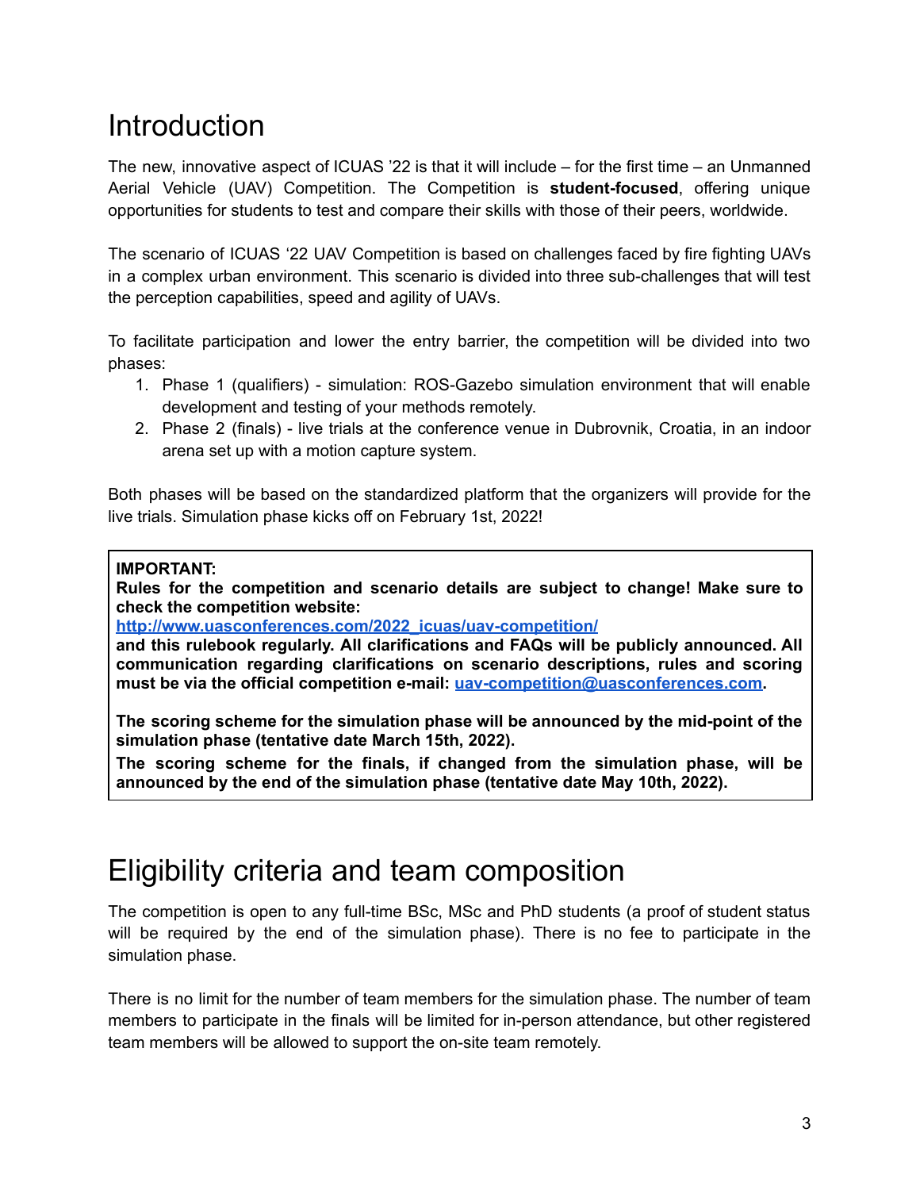# Introduction

The new, innovative aspect of ICUAS '22 is that it will include – for the first time – an Unmanned Aerial Vehicle (UAV) Competition. The Competition is **student-focused**, offering unique opportunities for students to test and compare their skills with those of their peers, worldwide.

The scenario of ICUAS '22 UAV Competition is based on challenges faced by fire fighting UAVs in a complex urban environment. This scenario is divided into three sub-challenges that will test the perception capabilities, speed and agility of UAVs.

To facilitate participation and lower the entry barrier, the competition will be divided into two phases:

1. Phase 1 (qualifiers) - simulation: ROS-Gazebo simulation environment that will enable development and testing of your methods remotely.
2. Phase 2 (finals) - live trials at the conference venue in Dubrovnik, Croatia, in an indoor arena set up with a motion capture system.

Both phases will be based on the standardized platform that the organizers will provide for the live trials. Simulation phase kicks off on February 1st, 2022!

> **IMPORTANT:**
> **Rules for the competition and scenario details are subject to change! Make sure to check the competition website:**
> **[http://www.uasconferences.com/2022_icuas/uav-competition/](http://www.uasconferences.com/2022_icuas/uav-competition/)**
> **and this rulebook regularly. All clarifications and FAQs will be publicly announced. All communication regarding clarifications on scenario descriptions, rules and scoring must be via the official competition e-mail: [uav-competition@uasconferences.com](mailto:uav-competition@uasconferences.com).**
>
> **The scoring scheme for the simulation phase will be announced by the mid-point of the simulation phase (tentative date March 15th, 2022).**
> **The scoring scheme for the finals, if changed from the simulation phase, will be announced by the end of the simulation phase (tentative date May 10th, 2022).**

# Eligibility criteria and team composition

The competition is open to any full-time BSc, MSc and PhD students (a proof of student status will be required by the end of the simulation phase). There is no fee to participate in the simulation phase.

There is no limit for the number of team members for the simulation phase. The number of team members to participate in the finals will be limited for in-person attendance, but other registered team members will be allowed to support the on-site team remotely.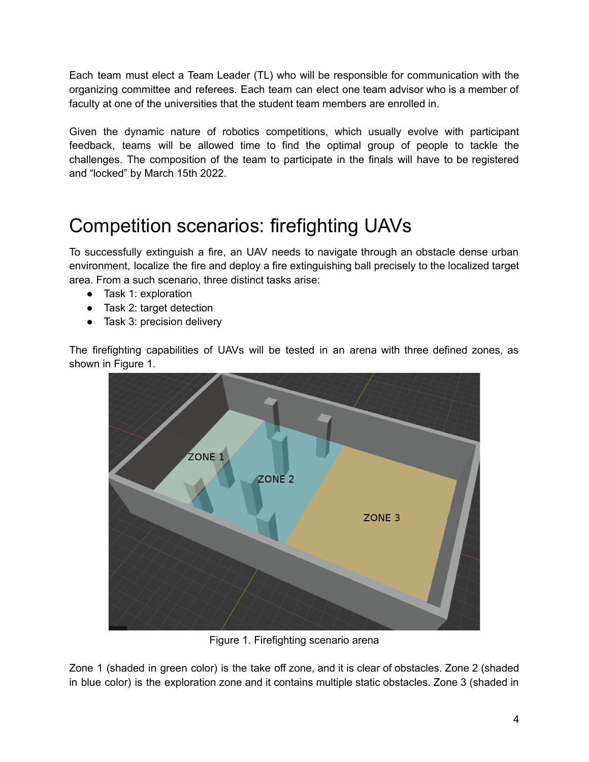Each team must elect a Team Leader (TL) who will be responsible for communication with the organizing committee and referees. Each team can elect one team advisor who is a member of faculty at one of the universities that the student team members are enrolled in.

Given the dynamic nature of robotics competitions, which usually evolve with participant feedback, teams will be allowed time to find the optimal group of people to tackle the challenges. The composition of the team to participate in the finals will have to be registered and “locked” by March 15th 2022.

# Competition scenarios: firefighting UAVs

To successfully extinguish a fire, an UAV needs to navigate through an obstacle dense urban environment, localize the fire and deploy a fire extinguishing ball precisely to the localized target area. From a such scenario, three distinct tasks arise:

- Task 1: exploration
- Task 2: target detection
- Task 3: precision delivery

The firefighting capabilities of UAVs will be tested in an arena with three defined zones, as shown in Figure 1.

Figure 1. Firefighting scenario arena

Zone 1 (shaded in green color) is the take off zone, and it is clear of obstacles. Zone 2 (shaded in blue color) is the exploration zone and it contains multiple static obstacles. Zone 3 (shaded in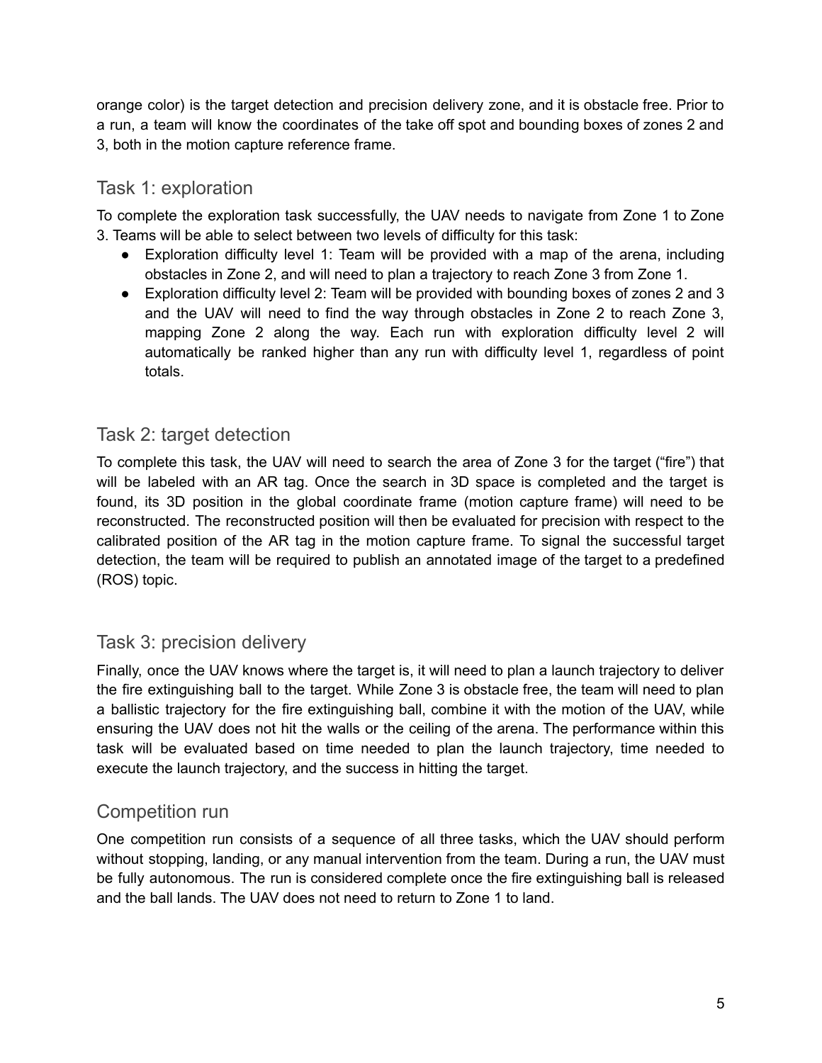orange color) is the target detection and precision delivery zone, and it is obstacle free. Prior to a run, a team will know the coordinates of the take off spot and bounding boxes of zones 2 and 3, both in the motion capture reference frame.

## Task 1: exploration

To complete the exploration task successfully, the UAV needs to navigate from Zone 1 to Zone 3. Teams will be able to select between two levels of difficulty for this task:

- Exploration difficulty level 1: Team will be provided with a map of the arena, including obstacles in Zone 2, and will need to plan a trajectory to reach Zone 3 from Zone 1.
- Exploration difficulty level 2: Team will be provided with bounding boxes of zones 2 and 3 and the UAV will need to find the way through obstacles in Zone 2 to reach Zone 3, mapping Zone 2 along the way. Each run with exploration difficulty level 2 will automatically be ranked higher than any run with difficulty level 1, regardless of point totals.

## Task 2: target detection

To complete this task, the UAV will need to search the area of Zone 3 for the target ("fire") that will be labeled with an AR tag. Once the search in 3D space is completed and the target is found, its 3D position in the global coordinate frame (motion capture frame) will need to be reconstructed. The reconstructed position will then be evaluated for precision with respect to the calibrated position of the AR tag in the motion capture frame. To signal the successful target detection, the team will be required to publish an annotated image of the target to a predefined (ROS) topic.

## Task 3: precision delivery

Finally, once the UAV knows where the target is, it will need to plan a launch trajectory to deliver the fire extinguishing ball to the target. While Zone 3 is obstacle free, the team will need to plan a ballistic trajectory for the fire extinguishing ball, combine it with the motion of the UAV, while ensuring the UAV does not hit the walls or the ceiling of the arena. The performance within this task will be evaluated based on time needed to plan the launch trajectory, time needed to execute the launch trajectory, and the success in hitting the target.

## Competition run

One competition run consists of a sequence of all three tasks, which the UAV should perform without stopping, landing, or any manual intervention from the team. During a run, the UAV must be fully autonomous. The run is considered complete once the fire extinguishing ball is released and the ball lands. The UAV does not need to return to Zone 1 to land.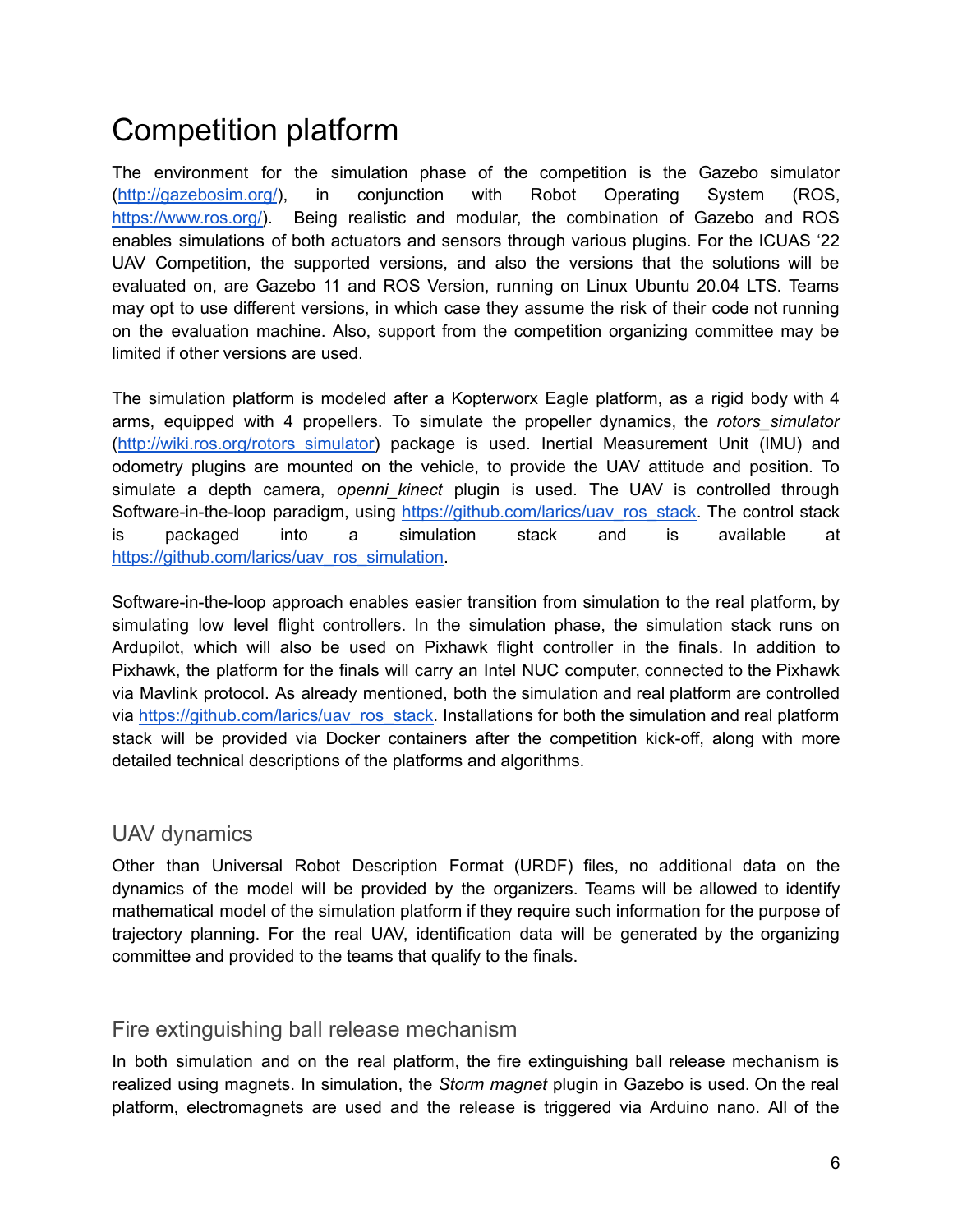# Competition platform

The environment for the simulation phase of the competition is the Gazebo simulator (http://gazebosim.org/), in conjunction with Robot Operating System (ROS, https://www.ros.org/). Being realistic and modular, the combination of Gazebo and ROS enables simulations of both actuators and sensors through various plugins. For the ICUAS '22 UAV Competition, the supported versions, and also the versions that the solutions will be evaluated on, are Gazebo 11 and ROS Version, running on Linux Ubuntu 20.04 LTS. Teams may opt to use different versions, in which case they assume the risk of their code not running on the evaluation machine. Also, support from the competition organizing committee may be limited if other versions are used.

The simulation platform is modeled after a Kopterworx Eagle platform, as a rigid body with 4 arms, equipped with 4 propellers. To simulate the propeller dynamics, the *rotors_simulator* (http://wiki.ros.org/rotors_simulator) package is used. Inertial Measurement Unit (IMU) and odometry plugins are mounted on the vehicle, to provide the UAV attitude and position. To simulate a depth camera, *openni_kinect* plugin is used. The UAV is controlled through Software-in-the-loop paradigm, using https://github.com/larics/uav_ros_stack. The control stack is packaged into a simulation stack and is available at https://github.com/larics/uav_ros_simulation.

Software-in-the-loop approach enables easier transition from simulation to the real platform, by simulating low level flight controllers. In the simulation phase, the simulation stack runs on Ardupilot, which will also be used on Pixhawk flight controller in the finals. In addition to Pixhawk, the platform for the finals will carry an Intel NUC computer, connected to the Pixhawk via Mavlink protocol. As already mentioned, both the simulation and real platform are controlled via https://github.com/larics/uav_ros_stack. Installations for both the simulation and real platform stack will be provided via Docker containers after the competition kick-off, along with more detailed technical descriptions of the platforms and algorithms.

## UAV dynamics

Other than Universal Robot Description Format (URDF) files, no additional data on the dynamics of the model will be provided by the organizers. Teams will be allowed to identify mathematical model of the simulation platform if they require such information for the purpose of trajectory planning. For the real UAV, identification data will be generated by the organizing committee and provided to the teams that qualify to the finals.

## Fire extinguishing ball release mechanism

In both simulation and on the real platform, the fire extinguishing ball release mechanism is realized using magnets. In simulation, the *Storm magnet* plugin in Gazebo is used. On the real platform, electromagnets are used and the release is triggered via Arduino nano. All of the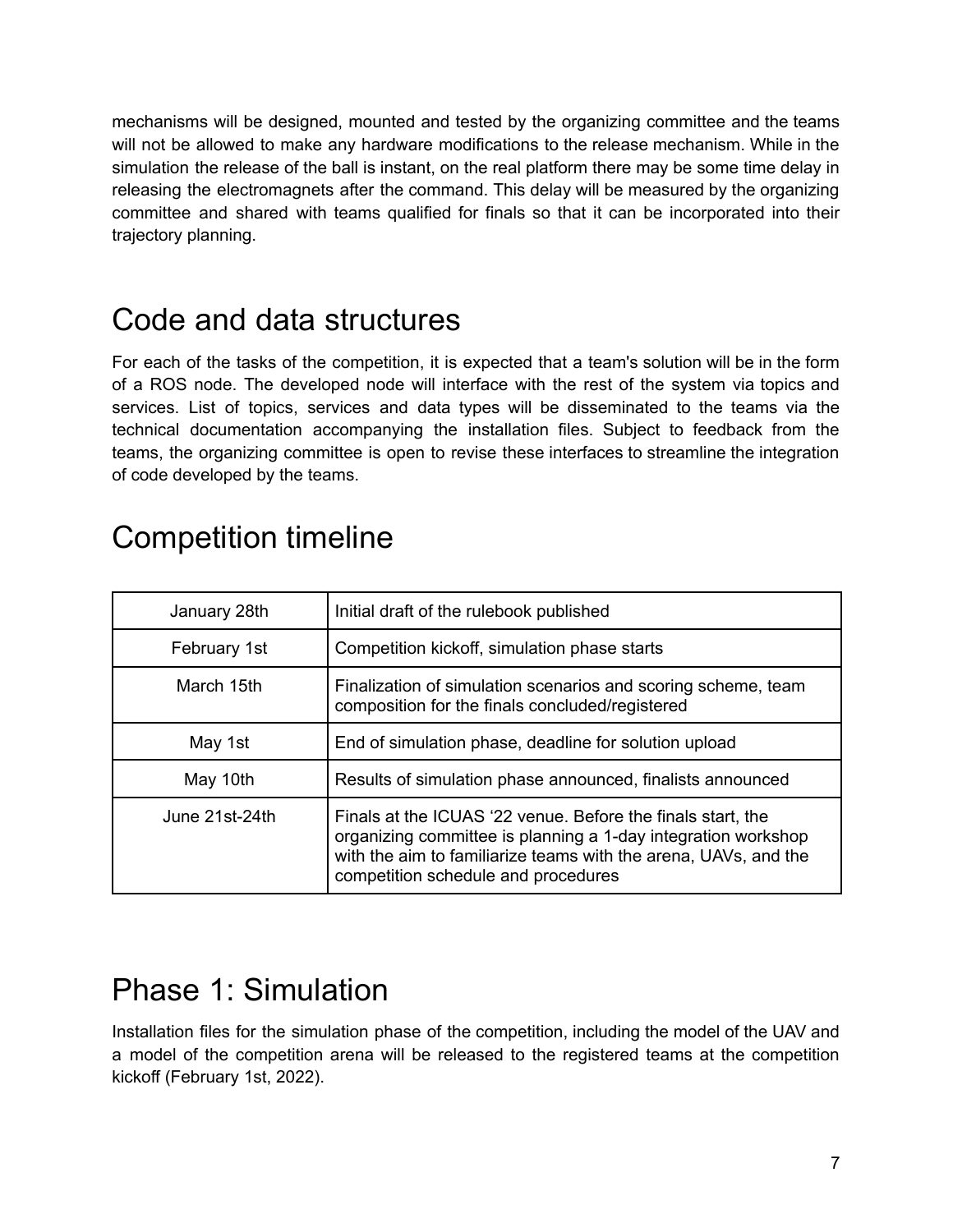mechanisms will be designed, mounted and tested by the organizing committee and the teams will not be allowed to make any hardware modifications to the release mechanism. While in the simulation the release of the ball is instant, on the real platform there may be some time delay in releasing the electromagnets after the command. This delay will be measured by the organizing committee and shared with teams qualified for finals so that it can be incorporated into their trajectory planning.

# Code and data structures

For each of the tasks of the competition, it is expected that a team's solution will be in the form of a ROS node. The developed node will interface with the rest of the system via topics and services. List of topics, services and data types will be disseminated to the teams via the technical documentation accompanying the installation files. Subject to feedback from the teams, the organizing committee is open to revise these interfaces to streamline the integration of code developed by the teams.

# Competition timeline

| | |
|---|---|
| January 28th | Initial draft of the rulebook published |
| February 1st | Competition kickoff, simulation phase starts |
| March 15th | Finalization of simulation scenarios and scoring scheme, team composition for the finals concluded/registered |
| May 1st | End of simulation phase, deadline for solution upload |
| May 10th | Results of simulation phase announced, finalists announced |
| June 21st-24th | Finals at the ICUAS ‘22 venue. Before the finals start, the organizing committee is planning a 1-day integration workshop with the aim to familiarize teams with the arena, UAVs, and the competition schedule and procedures |

# Phase 1: Simulation

Installation files for the simulation phase of the competition, including the model of the UAV and a model of the competition arena will be released to the registered teams at the competition kickoff (February 1st, 2022).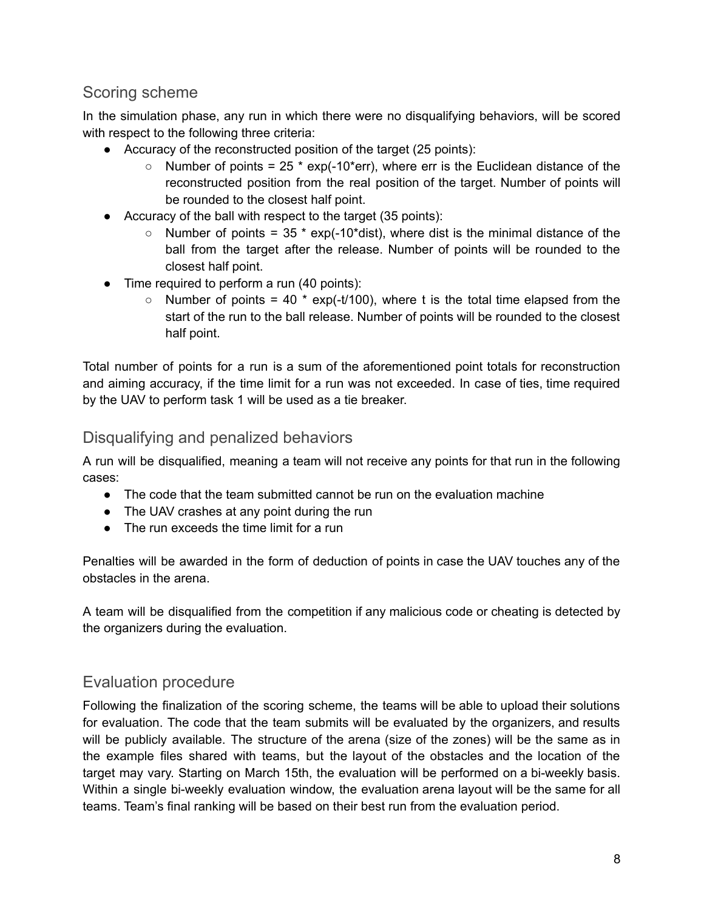## Scoring scheme

In the simulation phase, any run in which there were no disqualifying behaviors, will be scored with respect to the following three criteria:

- Accuracy of the reconstructed position of the target (25 points):
    - Number of points = $25 * \exp(-10*err)$, where err is the Euclidean distance of the reconstructed position from the real position of the target. Number of points will be rounded to the closest half point.
- Accuracy of the ball with respect to the target (35 points):
    - Number of points = $35 * \exp(-10*dist)$, where dist is the minimal distance of the ball from the target after the release. Number of points will be rounded to the closest half point.
- Time required to perform a run (40 points):
    - Number of points = $40 * \exp(-t/100)$, where t is the total time elapsed from the start of the run to the ball release. Number of points will be rounded to the closest half point.

Total number of points for a run is a sum of the aforementioned point totals for reconstruction and aiming accuracy, if the time limit for a run was not exceeded. In case of ties, time required by the UAV to perform task 1 will be used as a tie breaker.

## Disqualifying and penalized behaviors

A run will be disqualified, meaning a team will not receive any points for that run in the following cases:

- The code that the team submitted cannot be run on the evaluation machine
- The UAV crashes at any point during the run
- The run exceeds the time limit for a run

Penalties will be awarded in the form of deduction of points in case the UAV touches any of the obstacles in the arena.

A team will be disqualified from the competition if any malicious code or cheating is detected by the organizers during the evaluation.

## Evaluation procedure

Following the finalization of the scoring scheme, the teams will be able to upload their solutions for evaluation. The code that the team submits will be evaluated by the organizers, and results will be publicly available. The structure of the arena (size of the zones) will be the same as in the example files shared with teams, but the layout of the obstacles and the location of the target may vary. Starting on March 15th, the evaluation will be performed on a bi-weekly basis. Within a single bi-weekly evaluation window, the evaluation arena layout will be the same for all teams. Team's final ranking will be based on their best run from the evaluation period.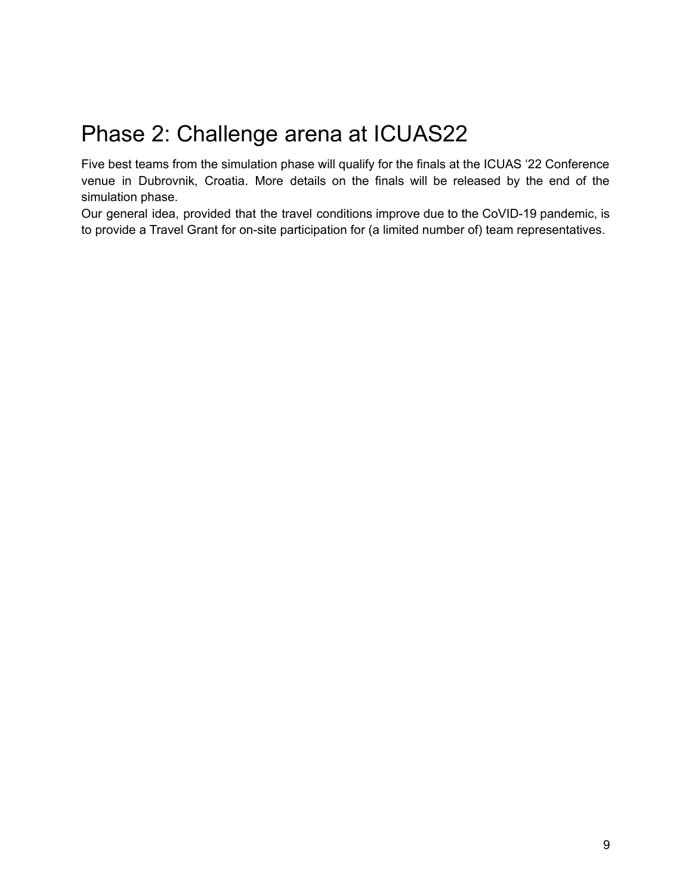# Phase 2: Challenge arena at ICUAS22

Five best teams from the simulation phase will qualify for the finals at the ICUAS '22 Conference venue in Dubrovnik, Croatia. More details on the finals will be released by the end of the simulation phase.

Our general idea, provided that the travel conditions improve due to the CoVID-19 pandemic, is to provide a Travel Grant for on-site participation for (a limited number of) team representatives.